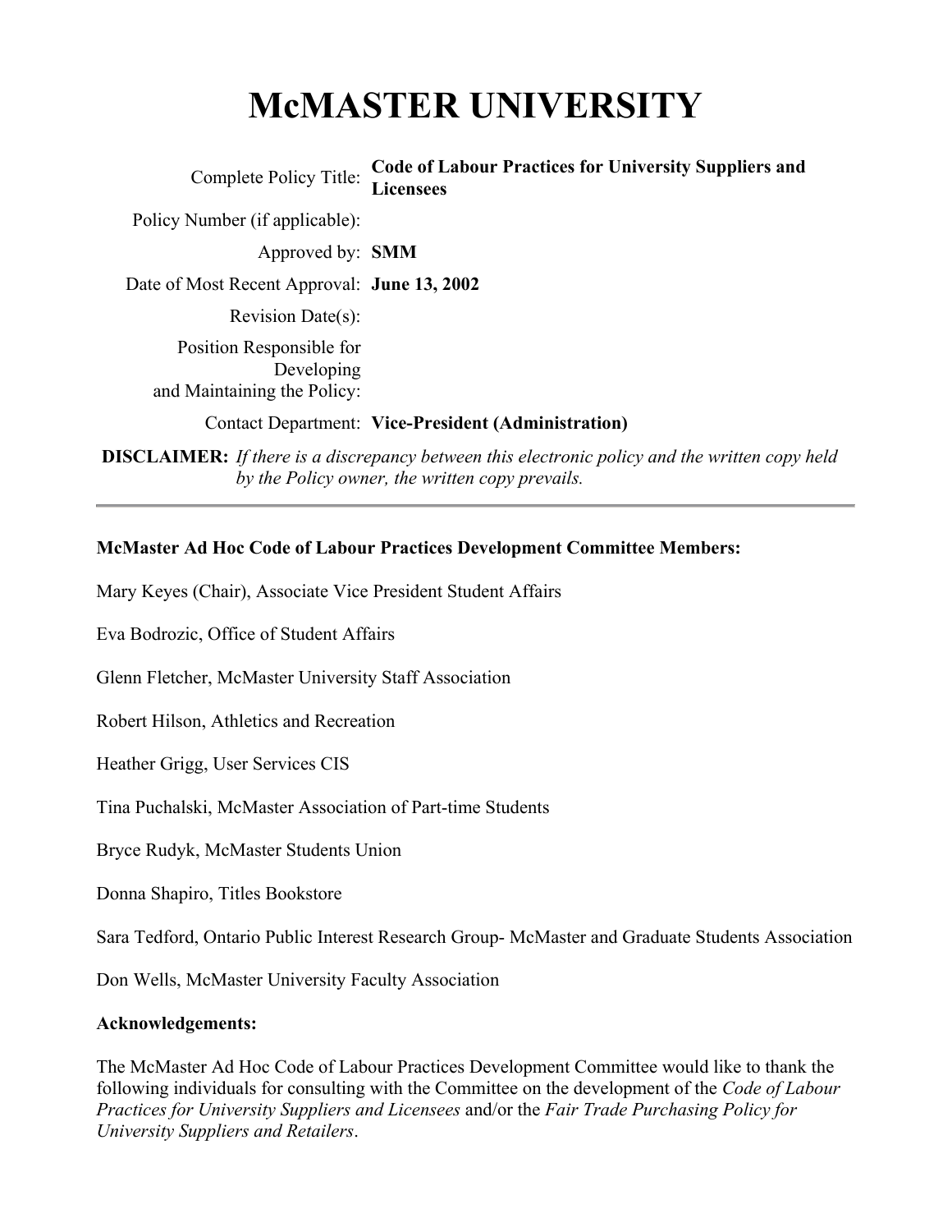# McMASTER UNIVERSITY

| | |
|---|---|
| Complete Policy Title: | **Code of Labour Practices for University Suppliers and Licensees** |
| Policy Number (if applicable): | |
| Approved by: | **SMM** |
| Date of Most Recent Approval: | **June 13, 2002** |
| Revision Date(s): | |
| Position Responsible for Developing and Maintaining the Policy: | |
| Contact Department: | **Vice-President (Administration)** |

**DISCLAIMER:** *If there is a discrepancy between this electronic policy and the written copy held by the Policy owner, the written copy prevails.*

---

**McMaster Ad Hoc Code of Labour Practices Development Committee Members:**

Mary Keyes (Chair), Associate Vice President Student Affairs

Eva Bodrozic, Office of Student Affairs

Glenn Fletcher, McMaster University Staff Association

Robert Hilson, Athletics and Recreation

Heather Grigg, User Services CIS

Tina Puchalski, McMaster Association of Part-time Students

Bryce Rudyk, McMaster Students Union

Donna Shapiro, Titles Bookstore

Sara Tedford, Ontario Public Interest Research Group- McMaster and Graduate Students Association

Don Wells, McMaster University Faculty Association

**Acknowledgements:**

The McMaster Ad Hoc Code of Labour Practices Development Committee would like to thank the following individuals for consulting with the Committee on the development of the *Code of Labour Practices for University Suppliers and Licensees* and/or the *Fair Trade Purchasing Policy for University Suppliers and Retailers*.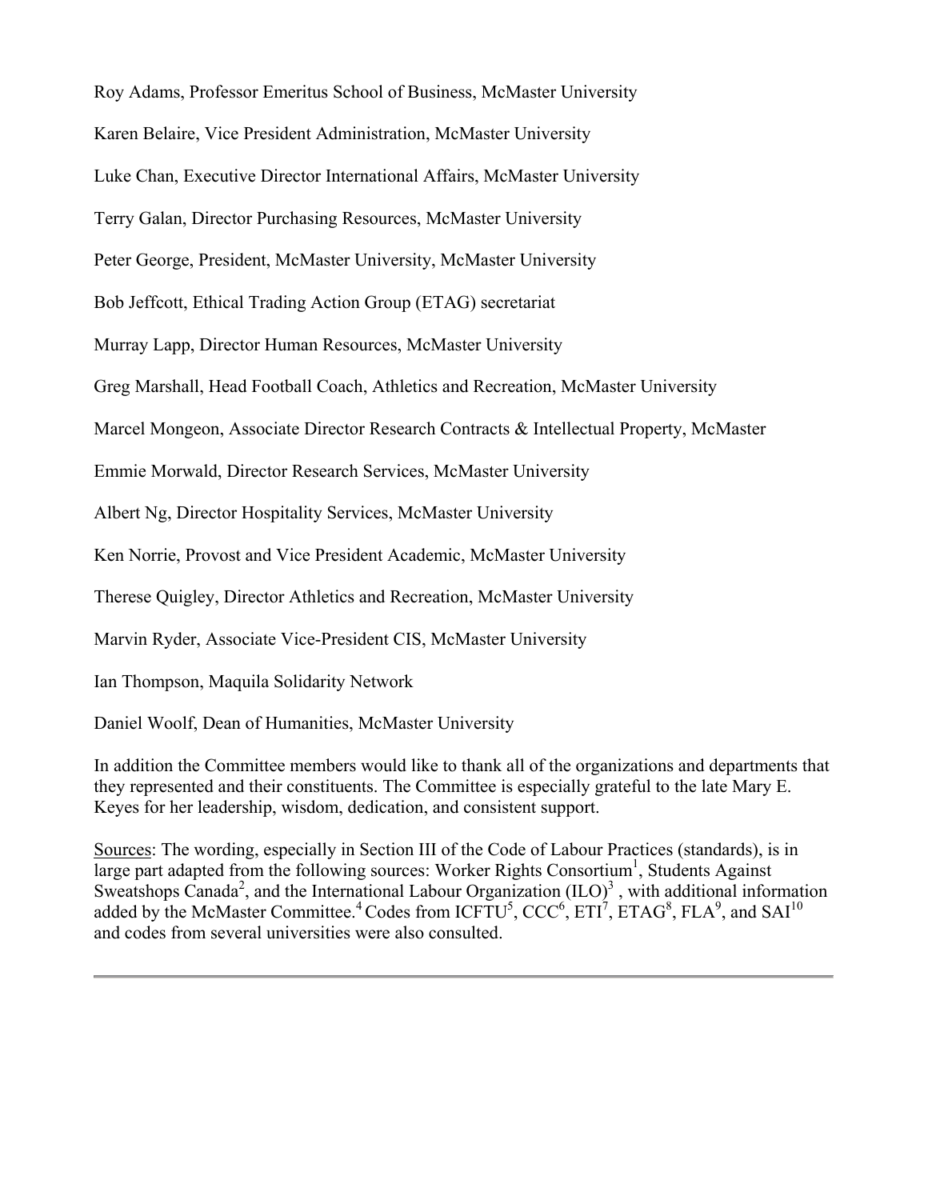Roy Adams, Professor Emeritus School of Business, McMaster University

Karen Belaire, Vice President Administration, McMaster University

Luke Chan, Executive Director International Affairs, McMaster University

Terry Galan, Director Purchasing Resources, McMaster University

Peter George, President, McMaster University, McMaster University

Bob Jeffcott, Ethical Trading Action Group (ETAG) secretariat

Murray Lapp, Director Human Resources, McMaster University

Greg Marshall, Head Football Coach, Athletics and Recreation, McMaster University

Marcel Mongeon, Associate Director Research Contracts & Intellectual Property, McMaster

Emmie Morwald, Director Research Services, McMaster University

Albert Ng, Director Hospitality Services, McMaster University

Ken Norrie, Provost and Vice President Academic, McMaster University

Therese Quigley, Director Athletics and Recreation, McMaster University

Marvin Ryder, Associate Vice-President CIS, McMaster University

Ian Thompson, Maquila Solidarity Network

Daniel Woolf, Dean of Humanities, McMaster University

In addition the Committee members would like to thank all of the organizations and departments that they represented and their constituents. The Committee is especially grateful to the late Mary E. Keyes for her leadership, wisdom, dedication, and consistent support.

Sources: The wording, especially in Section III of the Code of Labour Practices (standards), is in large part adapted from the following sources: Worker Rights Consortium[1], Students Against Sweatshops Canada[2], and the International Labour Organization (ILO)[3] , with additional information added by the McMaster Committee.[4] Codes from ICFTU[5], CCC[6], ETI[7], ETAG[8], FLA[9], and SAI[10] and codes from several universities were also consulted.

---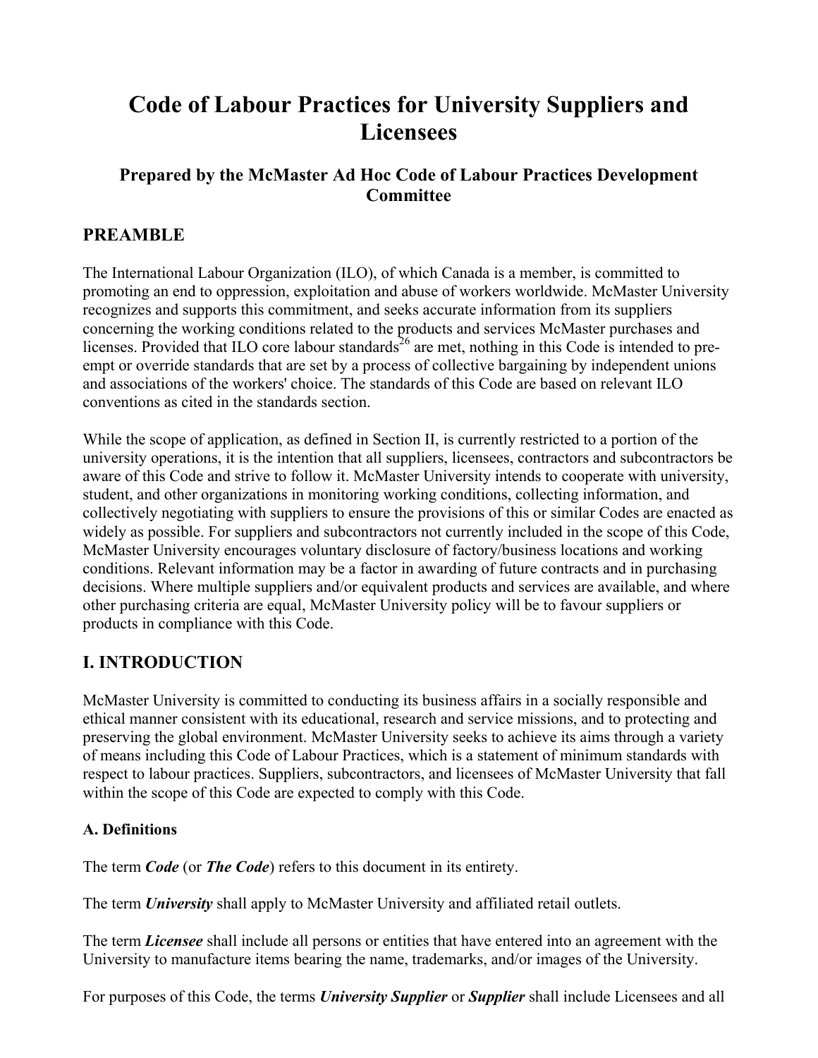# Code of Labour Practices for University Suppliers and Licensees

### Prepared by the McMaster Ad Hoc Code of Labour Practices Development Committee

## PREAMBLE

The International Labour Organization (ILO), of which Canada is a member, is committed to promoting an end to oppression, exploitation and abuse of workers worldwide. McMaster University recognizes and supports this commitment, and seeks accurate information from its suppliers concerning the working conditions related to the products and services McMaster purchases and licenses. Provided that ILO core labour standards[26] are met, nothing in this Code is intended to pre-empt or override standards that are set by a process of collective bargaining by independent unions and associations of the workers' choice. The standards of this Code are based on relevant ILO conventions as cited in the standards section.

While the scope of application, as defined in Section II, is currently restricted to a portion of the university operations, it is the intention that all suppliers, licensees, contractors and subcontractors be aware of this Code and strive to follow it. McMaster University intends to cooperate with university, student, and other organizations in monitoring working conditions, collecting information, and collectively negotiating with suppliers to ensure the provisions of this or similar Codes are enacted as widely as possible. For suppliers and subcontractors not currently included in the scope of this Code, McMaster University encourages voluntary disclosure of factory/business locations and working conditions. Relevant information may be a factor in awarding of future contracts and in purchasing decisions. Where multiple suppliers and/or equivalent products and services are available, and where other purchasing criteria are equal, McMaster University policy will be to favour suppliers or products in compliance with this Code.

## I. INTRODUCTION

McMaster University is committed to conducting its business affairs in a socially responsible and ethical manner consistent with its educational, research and service missions, and to protecting and preserving the global environment. McMaster University seeks to achieve its aims through a variety of means including this Code of Labour Practices, which is a statement of minimum standards with respect to labour practices. Suppliers, subcontractors, and licensees of McMaster University that fall within the scope of this Code are expected to comply with this Code.

### A. Definitions

The term ***Code*** (or ***The Code***) refers to this document in its entirety.

The term ***University*** shall apply to McMaster University and affiliated retail outlets.

The term ***Licensee*** shall include all persons or entities that have entered into an agreement with the University to manufacture items bearing the name, trademarks, and/or images of the University.

For purposes of this Code, the terms ***University Supplier*** or ***Supplier*** shall include Licensees and all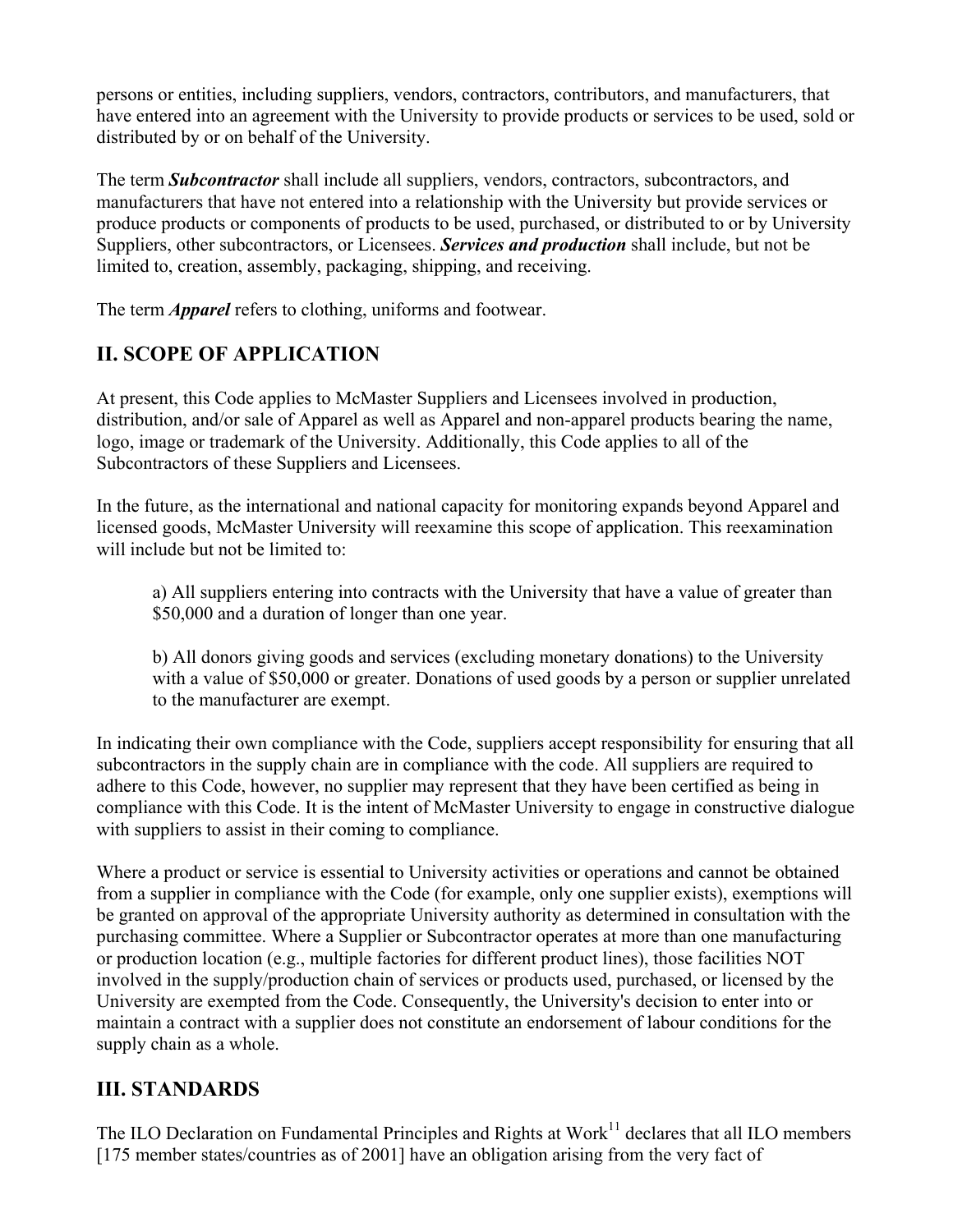persons or entities, including suppliers, vendors, contractors, contributors, and manufacturers, that have entered into an agreement with the University to provide products or services to be used, sold or distributed by or on behalf of the University.

The term ***Subcontractor*** shall include all suppliers, vendors, contractors, subcontractors, and manufacturers that have not entered into a relationship with the University but provide services or produce products or components of products to be used, purchased, or distributed to or by University Suppliers, other subcontractors, or Licensees. ***Services and production*** shall include, but not be limited to, creation, assembly, packaging, shipping, and receiving.

The term ***Apparel*** refers to clothing, uniforms and footwear.

## II. SCOPE OF APPLICATION

At present, this Code applies to McMaster Suppliers and Licensees involved in production, distribution, and/or sale of Apparel as well as Apparel and non-apparel products bearing the name, logo, image or trademark of the University. Additionally, this Code applies to all of the Subcontractors of these Suppliers and Licensees.

In the future, as the international and national capacity for monitoring expands beyond Apparel and licensed goods, McMaster University will reexamine this scope of application. This reexamination will include but not be limited to:

> a) All suppliers entering into contracts with the University that have a value of greater than $50,000 and a duration of longer than one year.
>
> b) All donors giving goods and services (excluding monetary donations) to the University with a value of $50,000 or greater. Donations of used goods by a person or supplier unrelated to the manufacturer are exempt.

In indicating their own compliance with the Code, suppliers accept responsibility for ensuring that all subcontractors in the supply chain are in compliance with the code. All suppliers are required to adhere to this Code, however, no supplier may represent that they have been certified as being in compliance with this Code. It is the intent of McMaster University to engage in constructive dialogue with suppliers to assist in their coming to compliance.

Where a product or service is essential to University activities or operations and cannot be obtained from a supplier in compliance with the Code (for example, only one supplier exists), exemptions will be granted on approval of the appropriate University authority as determined in consultation with the purchasing committee. Where a Supplier or Subcontractor operates at more than one manufacturing or production location (e.g., multiple factories for different product lines), those facilities NOT involved in the supply/production chain of services or products used, purchased, or licensed by the University are exempted from the Code. Consequently, the University's decision to enter into or maintain a contract with a supplier does not constitute an endorsement of labour conditions for the supply chain as a whole.

## III. STANDARDS

The ILO Declaration on Fundamental Principles and Rights at Work[11] declares that all ILO members [175 member states/countries as of 2001] have an obligation arising from the very fact of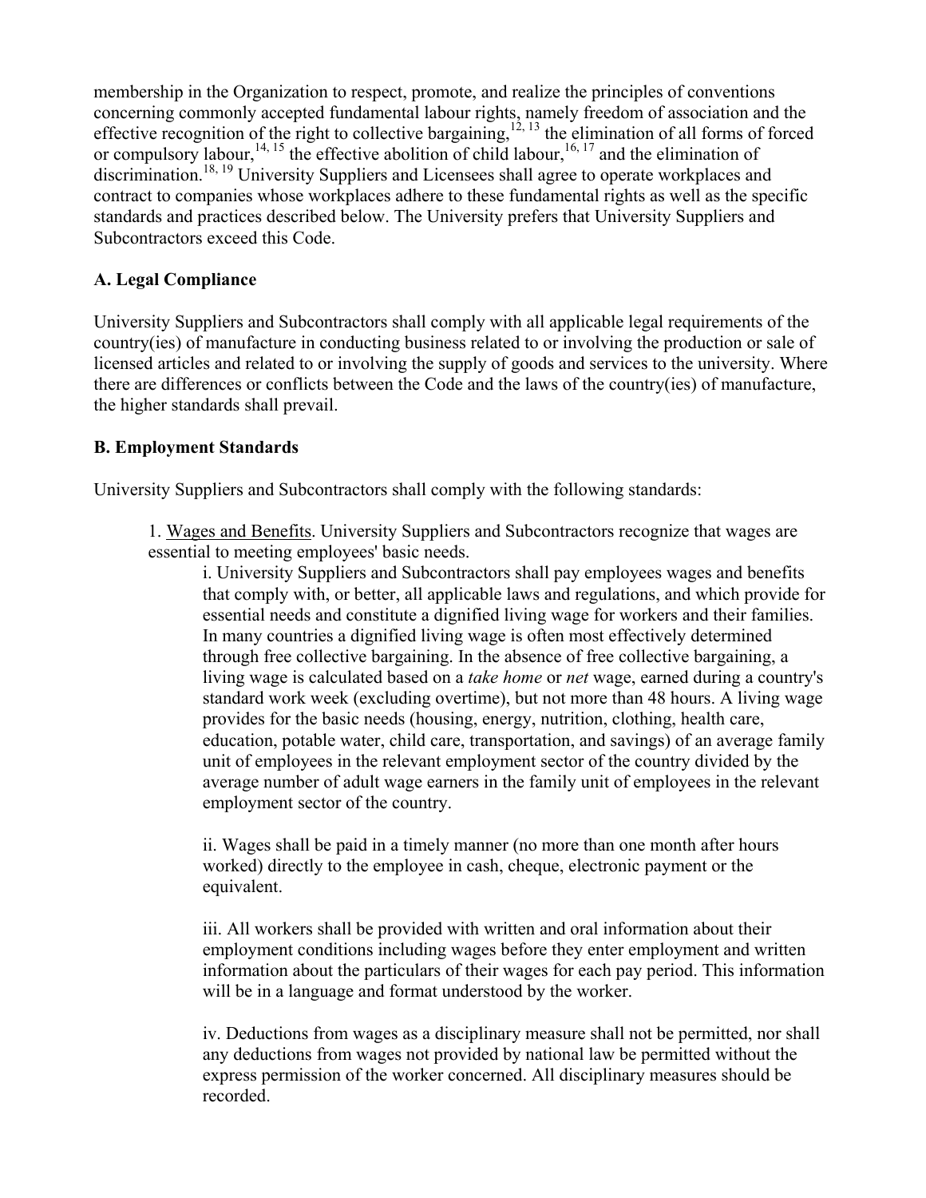membership in the Organization to respect, promote, and realize the principles of conventions concerning commonly accepted fundamental labour rights, namely freedom of association and the effective recognition of the right to collective bargaining,[12, 13] the elimination of all forms of forced or compulsory labour,[14, 15] the effective abolition of child labour,[16, 17] and the elimination of discrimination.[18, 19] University Suppliers and Licensees shall agree to operate workplaces and contract to companies whose workplaces adhere to these fundamental rights as well as the specific standards and practices described below. The University prefers that University Suppliers and Subcontractors exceed this Code.

### A. Legal Compliance

University Suppliers and Subcontractors shall comply with all applicable legal requirements of the country(ies) of manufacture in conducting business related to or involving the production or sale of licensed articles and related to or involving the supply of goods and services to the university. Where there are differences or conflicts between the Code and the laws of the country(ies) of manufacture, the higher standards shall prevail.

### B. Employment Standards

University Suppliers and Subcontractors shall comply with the following standards:

1. <u>Wages and Benefits</u>. University Suppliers and Subcontractors recognize that wages are essential to meeting employees' basic needs.

    i. University Suppliers and Subcontractors shall pay employees wages and benefits that comply with, or better, all applicable laws and regulations, and which provide for essential needs and constitute a dignified living wage for workers and their families. In many countries a dignified living wage is often most effectively determined through free collective bargaining. In the absence of free collective bargaining, a living wage is calculated based on a *take home* or *net* wage, earned during a country's standard work week (excluding overtime), but not more than 48 hours. A living wage provides for the basic needs (housing, energy, nutrition, clothing, health care, education, potable water, child care, transportation, and savings) of an average family unit of employees in the relevant employment sector of the country divided by the average number of adult wage earners in the family unit of employees in the relevant employment sector of the country.

    ii. Wages shall be paid in a timely manner (no more than one month after hours worked) directly to the employee in cash, cheque, electronic payment or the equivalent.

    iii. All workers shall be provided with written and oral information about their employment conditions including wages before they enter employment and written information about the particulars of their wages for each pay period. This information will be in a language and format understood by the worker.

    iv. Deductions from wages as a disciplinary measure shall not be permitted, nor shall any deductions from wages not provided by national law be permitted without the express permission of the worker concerned. All disciplinary measures should be recorded.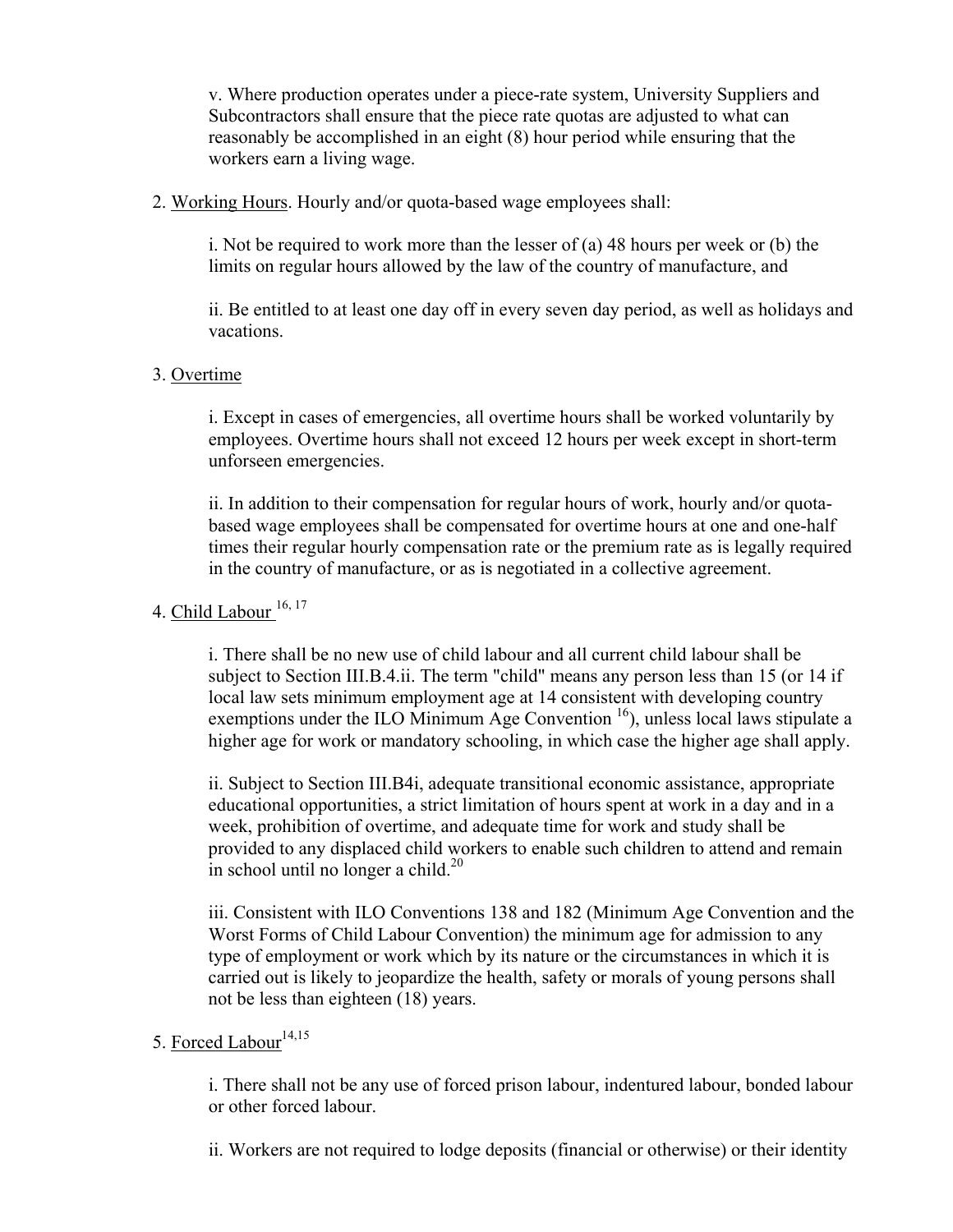v. Where production operates under a piece-rate system, University Suppliers and Subcontractors shall ensure that the piece rate quotas are adjusted to what can reasonably be accomplished in an eight (8) hour period while ensuring that the workers earn a living wage.

2. Working Hours. Hourly and/or quota-based wage employees shall:

   i. Not be required to work more than the lesser of (a) 48 hours per week or (b) the limits on regular hours allowed by the law of the country of manufacture, and

   ii. Be entitled to at least one day off in every seven day period, as well as holidays and vacations.

3. Overtime

   i. Except in cases of emergencies, all overtime hours shall be worked voluntarily by employees. Overtime hours shall not exceed 12 hours per week except in short-term unforseen emergencies.

   ii. In addition to their compensation for regular hours of work, hourly and/or quota-based wage employees shall be compensated for overtime hours at one and one-half times their regular hourly compensation rate or the premium rate as is legally required in the country of manufacture, or as is negotiated in a collective agreement.

4. Child Labour [16, 17]

   i. There shall be no new use of child labour and all current child labour shall be subject to Section III.B.4.ii. The term "child" means any person less than 15 (or 14 if local law sets minimum employment age at 14 consistent with developing country exemptions under the ILO Minimum Age Convention [16]), unless local laws stipulate a higher age for work or mandatory schooling, in which case the higher age shall apply.

   ii. Subject to Section III.B4i, adequate transitional economic assistance, appropriate educational opportunities, a strict limitation of hours spent at work in a day and in a week, prohibition of overtime, and adequate time for work and study shall be provided to any displaced child workers to enable such children to attend and remain in school until no longer a child.[20]

   iii. Consistent with ILO Conventions 138 and 182 (Minimum Age Convention and the Worst Forms of Child Labour Convention) the minimum age for admission to any type of employment or work which by its nature or the circumstances in which it is carried out is likely to jeopardize the health, safety or morals of young persons shall not be less than eighteen (18) years.

5. Forced Labour[14,15]

   i. There shall not be any use of forced prison labour, indentured labour, bonded labour or other forced labour.

   ii. Workers are not required to lodge deposits (financial or otherwise) or their identity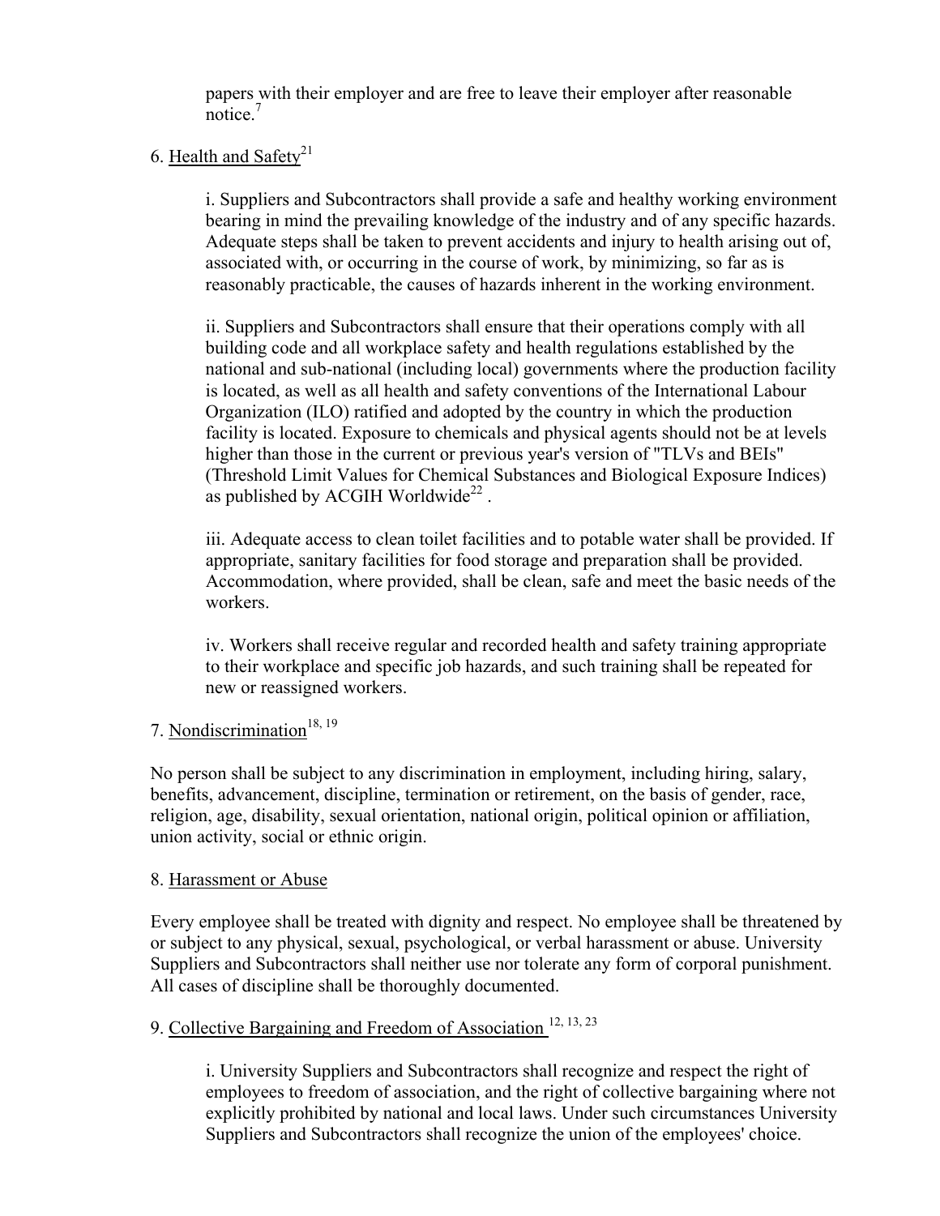papers with their employer and are free to leave their employer after reasonable notice.[7]

6. Health and Safety[21]

i. Suppliers and Subcontractors shall provide a safe and healthy working environment bearing in mind the prevailing knowledge of the industry and of any specific hazards. Adequate steps shall be taken to prevent accidents and injury to health arising out of, associated with, or occurring in the course of work, by minimizing, so far as is reasonably practicable, the causes of hazards inherent in the working environment.

ii. Suppliers and Subcontractors shall ensure that their operations comply with all building code and all workplace safety and health regulations established by the national and sub-national (including local) governments where the production facility is located, as well as all health and safety conventions of the International Labour Organization (ILO) ratified and adopted by the country in which the production facility is located. Exposure to chemicals and physical agents should not be at levels higher than those in the current or previous year's version of "TLVs and BEIs" (Threshold Limit Values for Chemical Substances and Biological Exposure Indices) as published by ACGIH Worldwide[22] .

iii. Adequate access to clean toilet facilities and to potable water shall be provided. If appropriate, sanitary facilities for food storage and preparation shall be provided. Accommodation, where provided, shall be clean, safe and meet the basic needs of the workers.

iv. Workers shall receive regular and recorded health and safety training appropriate to their workplace and specific job hazards, and such training shall be repeated for new or reassigned workers.

7. Nondiscrimination[18, 19]

No person shall be subject to any discrimination in employment, including hiring, salary, benefits, advancement, discipline, termination or retirement, on the basis of gender, race, religion, age, disability, sexual orientation, national origin, political opinion or affiliation, union activity, social or ethnic origin.

8. Harassment or Abuse

Every employee shall be treated with dignity and respect. No employee shall be threatened by or subject to any physical, sexual, psychological, or verbal harassment or abuse. University Suppliers and Subcontractors shall neither use nor tolerate any form of corporal punishment. All cases of discipline shall be thoroughly documented.

9. Collective Bargaining and Freedom of Association [12, 13, 23]

i. University Suppliers and Subcontractors shall recognize and respect the right of employees to freedom of association, and the right of collective bargaining where not explicitly prohibited by national and local laws. Under such circumstances University Suppliers and Subcontractors shall recognize the union of the employees' choice.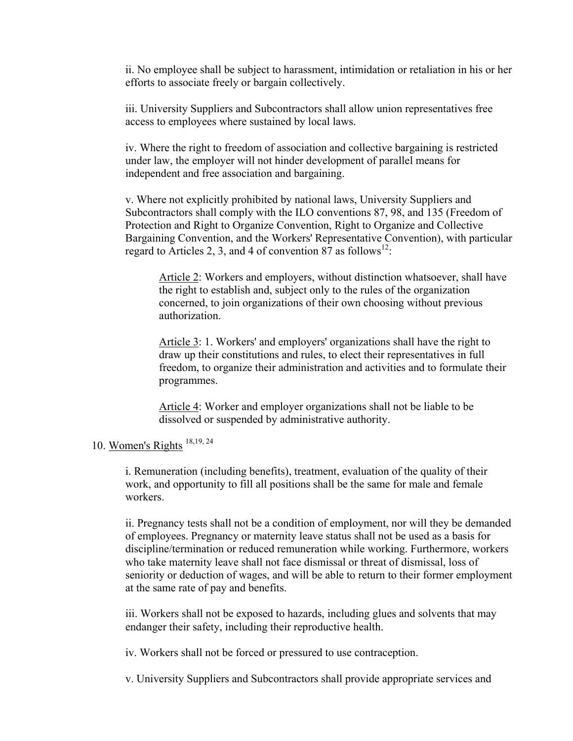ii. No employee shall be subject to harassment, intimidation or retaliation in his or her efforts to associate freely or bargain collectively.

iii. University Suppliers and Subcontractors shall allow union representatives free access to employees where sustained by local laws.

iv. Where the right to freedom of association and collective bargaining is restricted under law, the employer will not hinder development of parallel means for independent and free association and bargaining.

v. Where not explicitly prohibited by national laws, University Suppliers and Subcontractors shall comply with the ILO conventions 87, 98, and 135 (Freedom of Protection and Right to Organize Convention, Right to Organize and Collective Bargaining Convention, and the Workers' Representative Convention), with particular regard to Articles 2, 3, and 4 of convention 87 as follows[12]:

> Article 2: Workers and employers, without distinction whatsoever, shall have the right to establish and, subject only to the rules of the organization concerned, to join organizations of their own choosing without previous authorization.
>
> Article 3: 1. Workers' and employers' organizations shall have the right to draw up their constitutions and rules, to elect their representatives in full freedom, to organize their administration and activities and to formulate their programmes.
>
> Article 4: Worker and employer organizations shall not be liable to be dissolved or suspended by administrative authority.

10. Women's Rights [18,19, 24]

i. Remuneration (including benefits), treatment, evaluation of the quality of their work, and opportunity to fill all positions shall be the same for male and female workers.

ii. Pregnancy tests shall not be a condition of employment, nor will they be demanded of employees. Pregnancy or maternity leave status shall not be used as a basis for discipline/termination or reduced remuneration while working. Furthermore, workers who take maternity leave shall not face dismissal or threat of dismissal, loss of seniority or deduction of wages, and will be able to return to their former employment at the same rate of pay and benefits.

iii. Workers shall not be exposed to hazards, including glues and solvents that may endanger their safety, including their reproductive health.

iv. Workers shall not be forced or pressured to use contraception.

v. University Suppliers and Subcontractors shall provide appropriate services and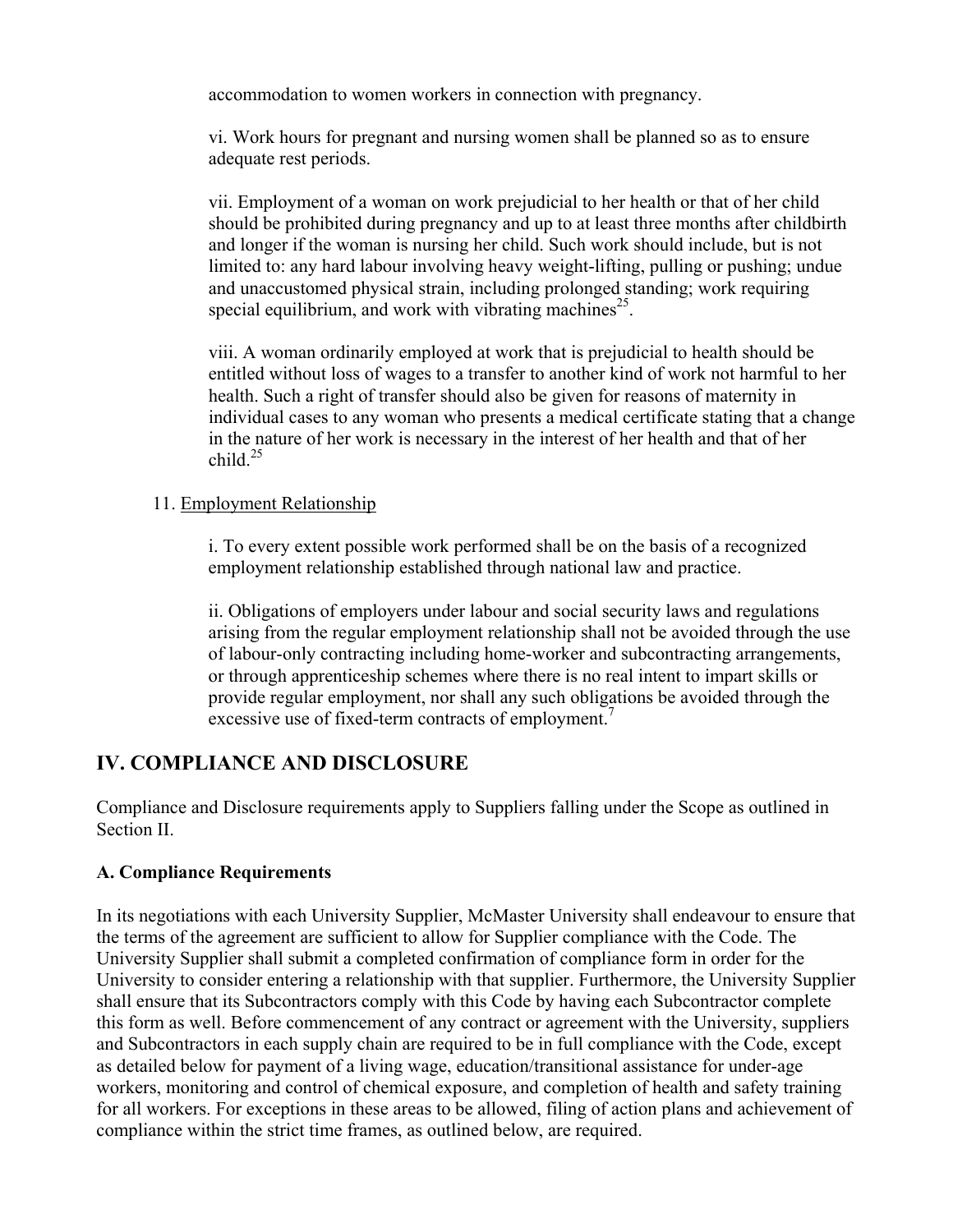accommodation to women workers in connection with pregnancy.

vi. Work hours for pregnant and nursing women shall be planned so as to ensure adequate rest periods.

vii. Employment of a woman on work prejudicial to her health or that of her child should be prohibited during pregnancy and up to at least three months after childbirth and longer if the woman is nursing her child. Such work should include, but is not limited to: any hard labour involving heavy weight-lifting, pulling or pushing; undue and unaccustomed physical strain, including prolonged standing; work requiring special equilibrium, and work with vibrating machines[25].

viii. A woman ordinarily employed at work that is prejudicial to health should be entitled without loss of wages to a transfer to another kind of work not harmful to her health. Such a right of transfer should also be given for reasons of maternity in individual cases to any woman who presents a medical certificate stating that a change in the nature of her work is necessary in the interest of her health and that of her child.[25]

11. Employment Relationship

i. To every extent possible work performed shall be on the basis of a recognized employment relationship established through national law and practice.

ii. Obligations of employers under labour and social security laws and regulations arising from the regular employment relationship shall not be avoided through the use of labour-only contracting including home-worker and subcontracting arrangements, or through apprenticeship schemes where there is no real intent to impart skills or provide regular employment, nor shall any such obligations be avoided through the excessive use of fixed-term contracts of employment.[7]

## IV. COMPLIANCE AND DISCLOSURE

Compliance and Disclosure requirements apply to Suppliers falling under the Scope as outlined in Section II.

### A. Compliance Requirements

In its negotiations with each University Supplier, McMaster University shall endeavour to ensure that the terms of the agreement are sufficient to allow for Supplier compliance with the Code. The University Supplier shall submit a completed confirmation of compliance form in order for the University to consider entering a relationship with that supplier. Furthermore, the University Supplier shall ensure that its Subcontractors comply with this Code by having each Subcontractor complete this form as well. Before commencement of any contract or agreement with the University, suppliers and Subcontractors in each supply chain are required to be in full compliance with the Code, except as detailed below for payment of a living wage, education/transitional assistance for under-age workers, monitoring and control of chemical exposure, and completion of health and safety training for all workers. For exceptions in these areas to be allowed, filing of action plans and achievement of compliance within the strict time frames, as outlined below, are required.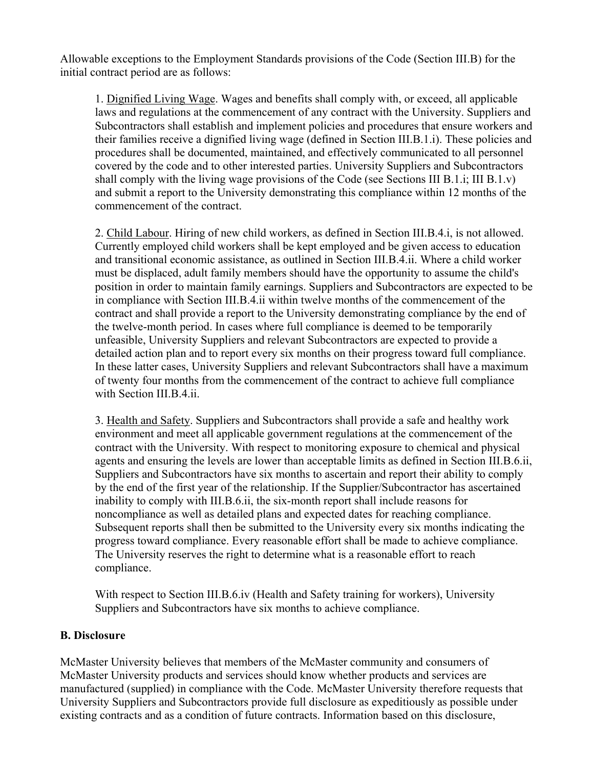Allowable exceptions to the Employment Standards provisions of the Code (Section III.B) for the initial contract period are as follows:

1. Dignified Living Wage. Wages and benefits shall comply with, or exceed, all applicable laws and regulations at the commencement of any contract with the University. Suppliers and Subcontractors shall establish and implement policies and procedures that ensure workers and their families receive a dignified living wage (defined in Section III.B.1.i). These policies and procedures shall be documented, maintained, and effectively communicated to all personnel covered by the code and to other interested parties. University Suppliers and Subcontractors shall comply with the living wage provisions of the Code (see Sections III B.1.i; III B.1.v) and submit a report to the University demonstrating this compliance within 12 months of the commencement of the contract.

2. Child Labour. Hiring of new child workers, as defined in Section III.B.4.i, is not allowed. Currently employed child workers shall be kept employed and be given access to education and transitional economic assistance, as outlined in Section III.B.4.ii. Where a child worker must be displaced, adult family members should have the opportunity to assume the child's position in order to maintain family earnings. Suppliers and Subcontractors are expected to be in compliance with Section III.B.4.ii within twelve months of the commencement of the contract and shall provide a report to the University demonstrating compliance by the end of the twelve-month period. In cases where full compliance is deemed to be temporarily unfeasible, University Suppliers and relevant Subcontractors are expected to provide a detailed action plan and to report every six months on their progress toward full compliance. In these latter cases, University Suppliers and relevant Subcontractors shall have a maximum of twenty four months from the commencement of the contract to achieve full compliance with Section III.B.4.ii.

3. Health and Safety. Suppliers and Subcontractors shall provide a safe and healthy work environment and meet all applicable government regulations at the commencement of the contract with the University. With respect to monitoring exposure to chemical and physical agents and ensuring the levels are lower than acceptable limits as defined in Section III.B.6.ii, Suppliers and Subcontractors have six months to ascertain and report their ability to comply by the end of the first year of the relationship. If the Supplier/Subcontractor has ascertained inability to comply with III.B.6.ii, the six-month report shall include reasons for noncompliance as well as detailed plans and expected dates for reaching compliance. Subsequent reports shall then be submitted to the University every six months indicating the progress toward compliance. Every reasonable effort shall be made to achieve compliance. The University reserves the right to determine what is a reasonable effort to reach compliance.

   With respect to Section III.B.6.iv (Health and Safety training for workers), University Suppliers and Subcontractors have six months to achieve compliance.

### B. Disclosure

McMaster University believes that members of the McMaster community and consumers of McMaster University products and services should know whether products and services are manufactured (supplied) in compliance with the Code. McMaster University therefore requests that University Suppliers and Subcontractors provide full disclosure as expeditiously as possible under existing contracts and as a condition of future contracts. Information based on this disclosure,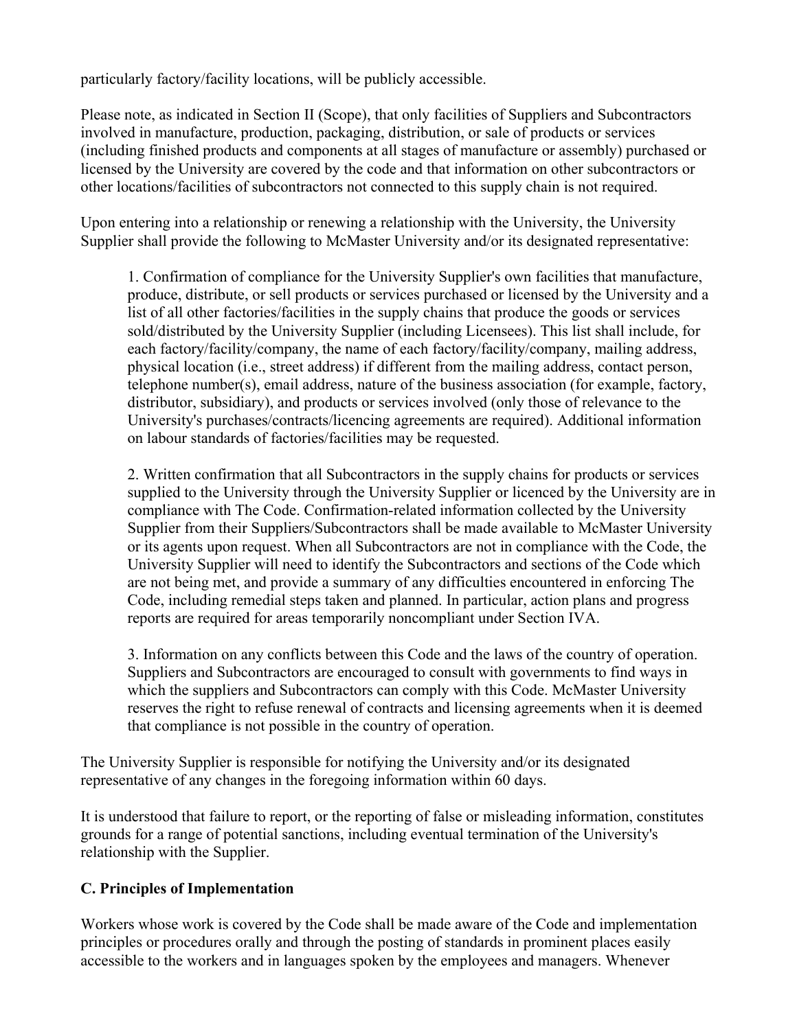particularly factory/facility locations, will be publicly accessible.

Please note, as indicated in Section II (Scope), that only facilities of Suppliers and Subcontractors involved in manufacture, production, packaging, distribution, or sale of products or services (including finished products and components at all stages of manufacture or assembly) purchased or licensed by the University are covered by the code and that information on other subcontractors or other locations/facilities of subcontractors not connected to this supply chain is not required.

Upon entering into a relationship or renewing a relationship with the University, the University Supplier shall provide the following to McMaster University and/or its designated representative:

> 1. Confirmation of compliance for the University Supplier's own facilities that manufacture, produce, distribute, or sell products or services purchased or licensed by the University and a list of all other factories/facilities in the supply chains that produce the goods or services sold/distributed by the University Supplier (including Licensees). This list shall include, for each factory/facility/company, the name of each factory/facility/company, mailing address, physical location (i.e., street address) if different from the mailing address, contact person, telephone number(s), email address, nature of the business association (for example, factory, distributor, subsidiary), and products or services involved (only those of relevance to the University's purchases/contracts/licencing agreements are required). Additional information on labour standards of factories/facilities may be requested.
>
> 2. Written confirmation that all Subcontractors in the supply chains for products or services supplied to the University through the University Supplier or licenced by the University are in compliance with The Code. Confirmation-related information collected by the University Supplier from their Suppliers/Subcontractors shall be made available to McMaster University or its agents upon request. When all Subcontractors are not in compliance with the Code, the University Supplier will need to identify the Subcontractors and sections of the Code which are not being met, and provide a summary of any difficulties encountered in enforcing The Code, including remedial steps taken and planned. In particular, action plans and progress reports are required for areas temporarily noncompliant under Section IVA.
>
> 3. Information on any conflicts between this Code and the laws of the country of operation. Suppliers and Subcontractors are encouraged to consult with governments to find ways in which the suppliers and Subcontractors can comply with this Code. McMaster University reserves the right to refuse renewal of contracts and licensing agreements when it is deemed that compliance is not possible in the country of operation.

The University Supplier is responsible for notifying the University and/or its designated representative of any changes in the foregoing information within 60 days.

It is understood that failure to report, or the reporting of false or misleading information, constitutes grounds for a range of potential sanctions, including eventual termination of the University's relationship with the Supplier.

### C. Principles of Implementation

Workers whose work is covered by the Code shall be made aware of the Code and implementation principles or procedures orally and through the posting of standards in prominent places easily accessible to the workers and in languages spoken by the employees and managers. Whenever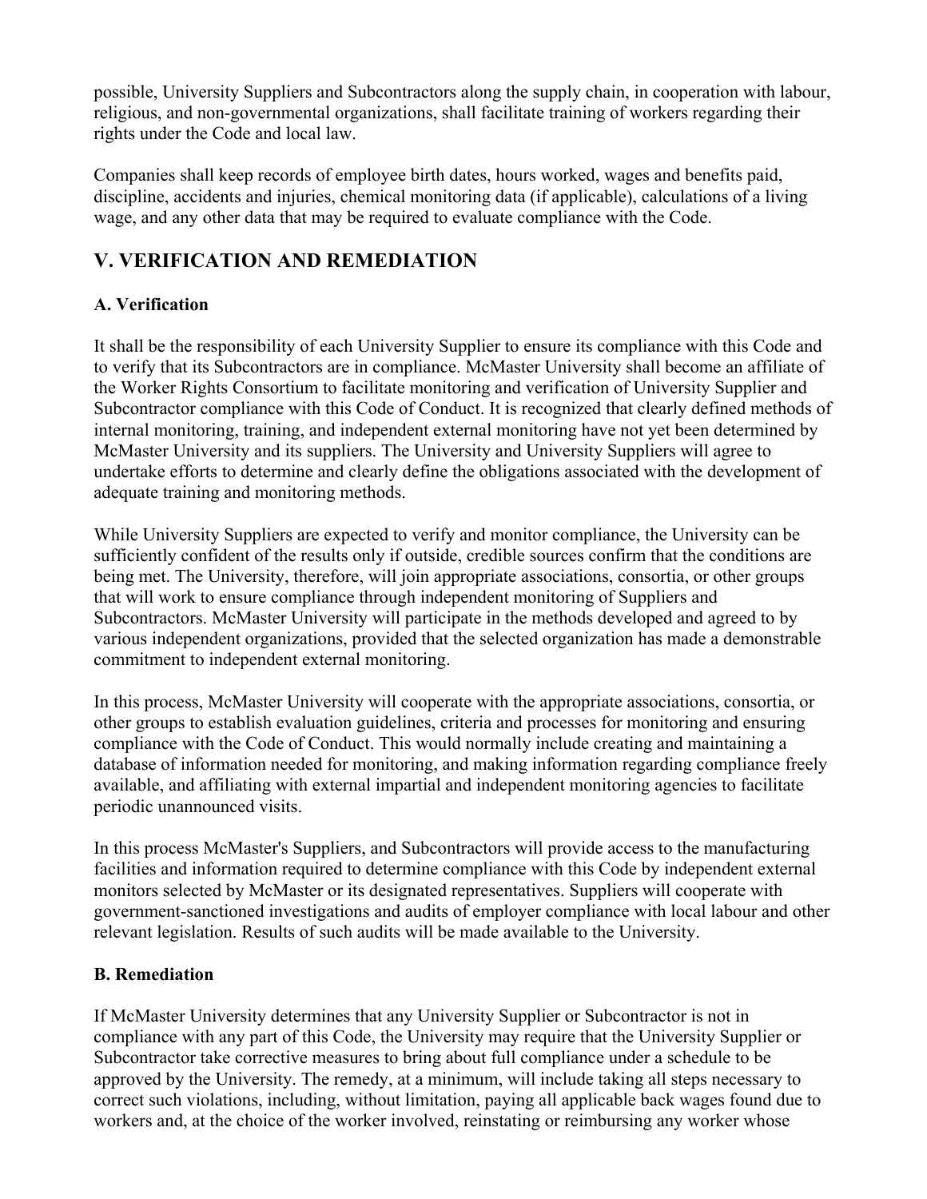possible, University Suppliers and Subcontractors along the supply chain, in cooperation with labour, religious, and non-governmental organizations, shall facilitate training of workers regarding their rights under the Code and local law.

Companies shall keep records of employee birth dates, hours worked, wages and benefits paid, discipline, accidents and injuries, chemical monitoring data (if applicable), calculations of a living wage, and any other data that may be required to evaluate compliance with the Code.

## V. VERIFICATION AND REMEDIATION

### A. Verification

It shall be the responsibility of each University Supplier to ensure its compliance with this Code and to verify that its Subcontractors are in compliance. McMaster University shall become an affiliate of the Worker Rights Consortium to facilitate monitoring and verification of University Supplier and Subcontractor compliance with this Code of Conduct. It is recognized that clearly defined methods of internal monitoring, training, and independent external monitoring have not yet been determined by McMaster University and its suppliers. The University and University Suppliers will agree to undertake efforts to determine and clearly define the obligations associated with the development of adequate training and monitoring methods.

While University Suppliers are expected to verify and monitor compliance, the University can be sufficiently confident of the results only if outside, credible sources confirm that the conditions are being met. The University, therefore, will join appropriate associations, consortia, or other groups that will work to ensure compliance through independent monitoring of Suppliers and Subcontractors. McMaster University will participate in the methods developed and agreed to by various independent organizations, provided that the selected organization has made a demonstrable commitment to independent external monitoring.

In this process, McMaster University will cooperate with the appropriate associations, consortia, or other groups to establish evaluation guidelines, criteria and processes for monitoring and ensuring compliance with the Code of Conduct. This would normally include creating and maintaining a database of information needed for monitoring, and making information regarding compliance freely available, and affiliating with external impartial and independent monitoring agencies to facilitate periodic unannounced visits.

In this process McMaster's Suppliers, and Subcontractors will provide access to the manufacturing facilities and information required to determine compliance with this Code by independent external monitors selected by McMaster or its designated representatives. Suppliers will cooperate with government-sanctioned investigations and audits of employer compliance with local labour and other relevant legislation. Results of such audits will be made available to the University.

### B. Remediation

If McMaster University determines that any University Supplier or Subcontractor is not in compliance with any part of this Code, the University may require that the University Supplier or Subcontractor take corrective measures to bring about full compliance under a schedule to be approved by the University. The remedy, at a minimum, will include taking all steps necessary to correct such violations, including, without limitation, paying all applicable back wages found due to workers and, at the choice of the worker involved, reinstating or reimbursing any worker whose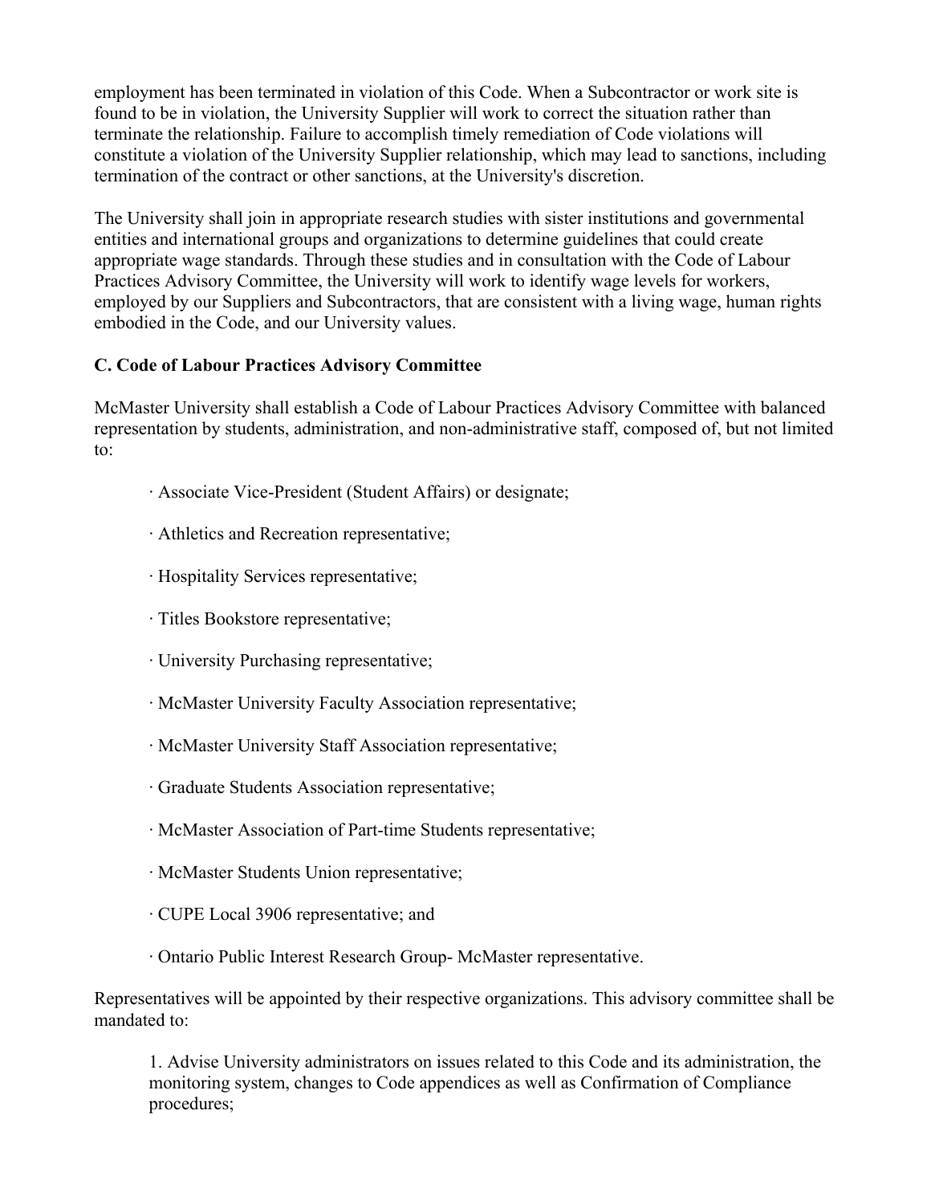employment has been terminated in violation of this Code. When a Subcontractor or work site is found to be in violation, the University Supplier will work to correct the situation rather than terminate the relationship. Failure to accomplish timely remediation of Code violations will constitute a violation of the University Supplier relationship, which may lead to sanctions, including termination of the contract or other sanctions, at the University's discretion.

The University shall join in appropriate research studies with sister institutions and governmental entities and international groups and organizations to determine guidelines that could create appropriate wage standards. Through these studies and in consultation with the Code of Labour Practices Advisory Committee, the University will work to identify wage levels for workers, employed by our Suppliers and Subcontractors, that are consistent with a living wage, human rights embodied in the Code, and our University values.

**C. Code of Labour Practices Advisory Committee**

McMaster University shall establish a Code of Labour Practices Advisory Committee with balanced representation by students, administration, and non-administrative staff, composed of, but not limited to:

- Associate Vice-President (Student Affairs) or designate;
- Athletics and Recreation representative;
- Hospitality Services representative;
- Titles Bookstore representative;
- University Purchasing representative;
- McMaster University Faculty Association representative;
- McMaster University Staff Association representative;
- Graduate Students Association representative;
- McMaster Association of Part-time Students representative;
- McMaster Students Union representative;
- CUPE Local 3906 representative; and
- Ontario Public Interest Research Group- McMaster representative.

Representatives will be appointed by their respective organizations. This advisory committee shall be mandated to:

1. Advise University administrators on issues related to this Code and its administration, the monitoring system, changes to Code appendices as well as Confirmation of Compliance procedures;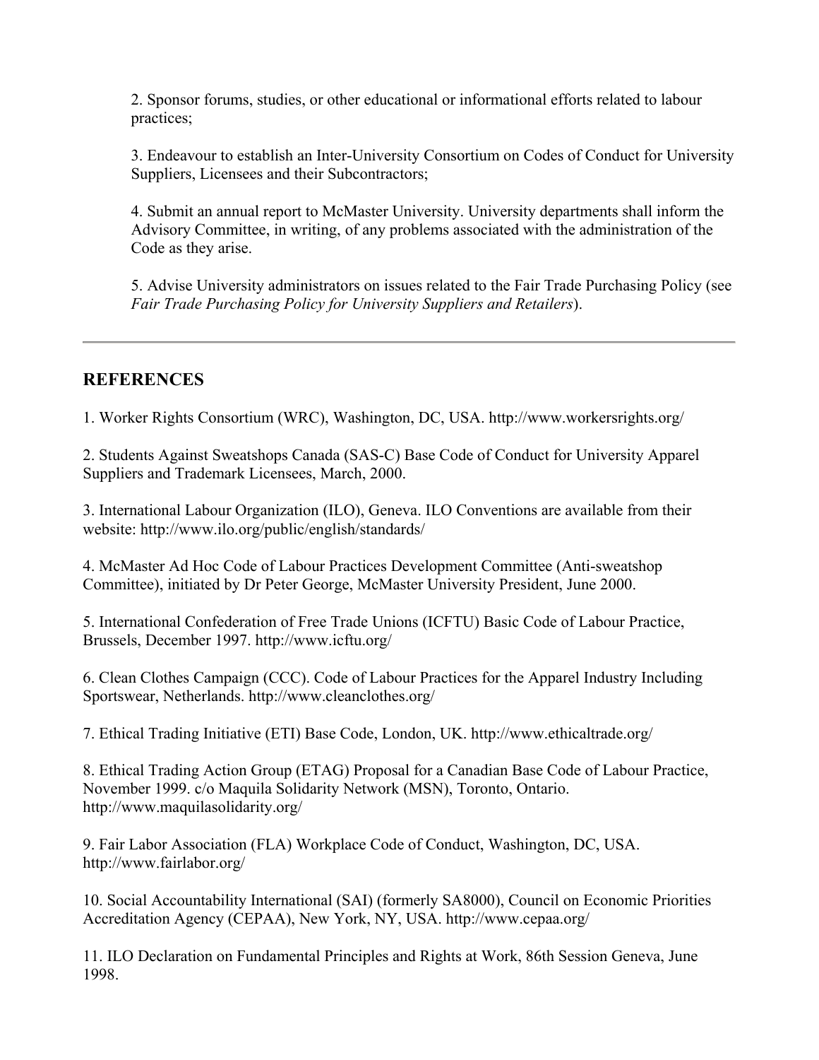2. Sponsor forums, studies, or other educational or informational efforts related to labour practices;

3. Endeavour to establish an Inter-University Consortium on Codes of Conduct for University Suppliers, Licensees and their Subcontractors;

4. Submit an annual report to McMaster University. University departments shall inform the Advisory Committee, in writing, of any problems associated with the administration of the Code as they arise.

5. Advise University administrators on issues related to the Fair Trade Purchasing Policy (see *Fair Trade Purchasing Policy for University Suppliers and Retailers*).

---

## REFERENCES

1. Worker Rights Consortium (WRC), Washington, DC, USA. http://www.workersrights.org/

2. Students Against Sweatshops Canada (SAS-C) Base Code of Conduct for University Apparel Suppliers and Trademark Licensees, March, 2000.

3. International Labour Organization (ILO), Geneva. ILO Conventions are available from their website: http://www.ilo.org/public/english/standards/

4. McMaster Ad Hoc Code of Labour Practices Development Committee (Anti-sweatshop Committee), initiated by Dr Peter George, McMaster University President, June 2000.

5. International Confederation of Free Trade Unions (ICFTU) Basic Code of Labour Practice, Brussels, December 1997. http://www.icftu.org/

6. Clean Clothes Campaign (CCC). Code of Labour Practices for the Apparel Industry Including Sportswear, Netherlands. http://www.cleanclothes.org/

7. Ethical Trading Initiative (ETI) Base Code, London, UK. http://www.ethicaltrade.org/

8. Ethical Trading Action Group (ETAG) Proposal for a Canadian Base Code of Labour Practice, November 1999. c/o Maquila Solidarity Network (MSN), Toronto, Ontario. http://www.maquilasolidarity.org/

9. Fair Labor Association (FLA) Workplace Code of Conduct, Washington, DC, USA. http://www.fairlabor.org/

10. Social Accountability International (SAI) (formerly SA8000), Council on Economic Priorities Accreditation Agency (CEPAA), New York, NY, USA. http://www.cepaa.org/

11. ILO Declaration on Fundamental Principles and Rights at Work, 86th Session Geneva, June 1998.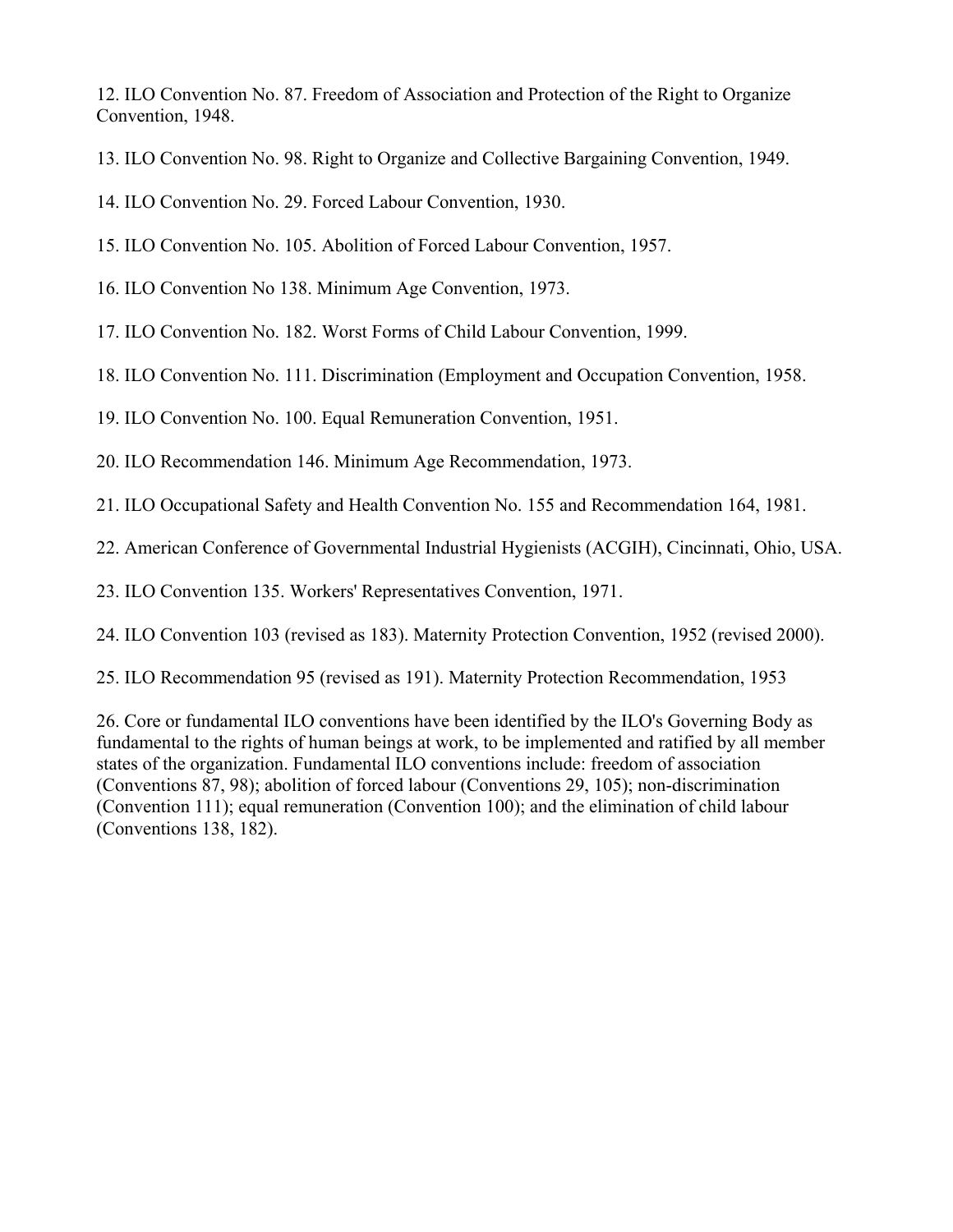12. ILO Convention No. 87. Freedom of Association and Protection of the Right to Organize Convention, 1948.

13. ILO Convention No. 98. Right to Organize and Collective Bargaining Convention, 1949.

14. ILO Convention No. 29. Forced Labour Convention, 1930.

15. ILO Convention No. 105. Abolition of Forced Labour Convention, 1957.

16. ILO Convention No 138. Minimum Age Convention, 1973.

17. ILO Convention No. 182. Worst Forms of Child Labour Convention, 1999.

18. ILO Convention No. 111. Discrimination (Employment and Occupation Convention, 1958.

19. ILO Convention No. 100. Equal Remuneration Convention, 1951.

20. ILO Recommendation 146. Minimum Age Recommendation, 1973.

21. ILO Occupational Safety and Health Convention No. 155 and Recommendation 164, 1981.

22. American Conference of Governmental Industrial Hygienists (ACGIH), Cincinnati, Ohio, USA.

23. ILO Convention 135. Workers' Representatives Convention, 1971.

24. ILO Convention 103 (revised as 183). Maternity Protection Convention, 1952 (revised 2000).

25. ILO Recommendation 95 (revised as 191). Maternity Protection Recommendation, 1953

26. Core or fundamental ILO conventions have been identified by the ILO's Governing Body as fundamental to the rights of human beings at work, to be implemented and ratified by all member states of the organization. Fundamental ILO conventions include: freedom of association (Conventions 87, 98); abolition of forced labour (Conventions 29, 105); non-discrimination (Convention 111); equal remuneration (Convention 100); and the elimination of child labour (Conventions 138, 182).